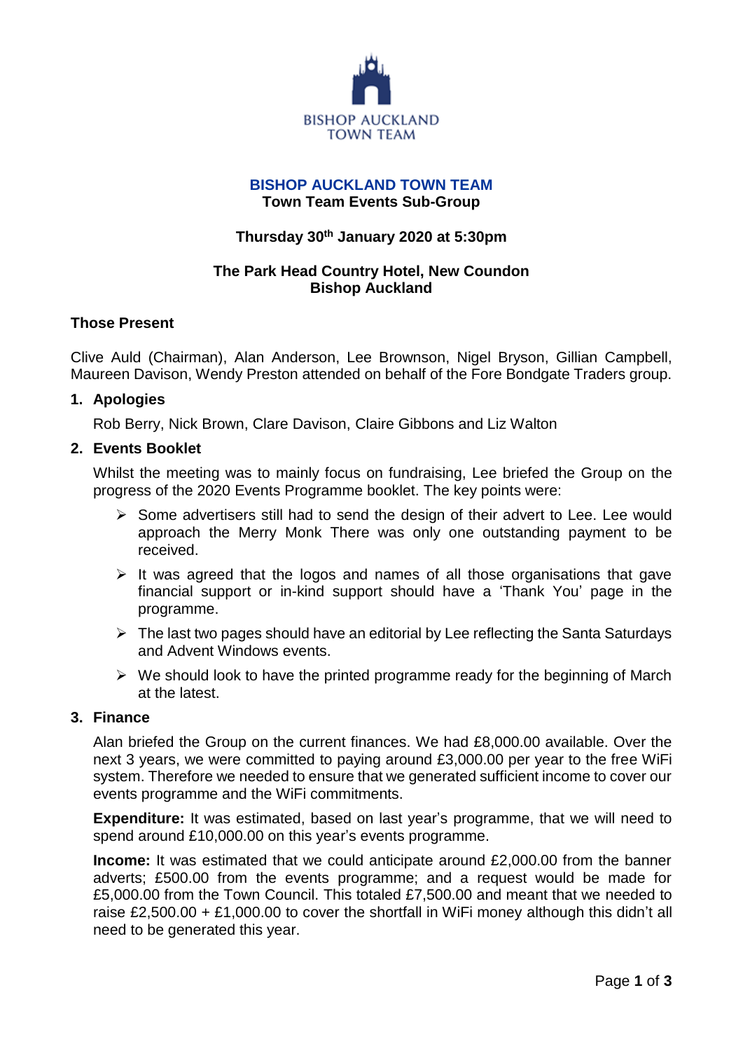BISHOP AUCKLAND TOWN TEAM

# BISHOP AUCKLAND TOWN TEAM

## Town Team Events Sub-Group

**Thursday 30th January 2020 at 5:30pm**

**The Park Head Country Hotel, New Coundon**
**Bishop Auckland**

### Those Present

Clive Auld (Chairman), Alan Anderson, Lee Brownson, Nigel Bryson, Gillian Campbell, Maureen Davison, Wendy Preston attended on behalf of the Fore Bondgate Traders group.

### 1. Apologies

Rob Berry, Nick Brown, Clare Davison, Claire Gibbons and Liz Walton

### 2. Events Booklet

Whilst the meeting was to mainly focus on fundraising, Lee briefed the Group on the progress of the 2020 Events Programme booklet. The key points were:

- Some advertisers still had to send the design of their advert to Lee. Lee would approach the Merry Monk There was only one outstanding payment to be received.
- It was agreed that the logos and names of all those organisations that gave financial support or in-kind support should have a 'Thank You' page in the programme.
- The last two pages should have an editorial by Lee reflecting the Santa Saturdays and Advent Windows events.
- We should look to have the printed programme ready for the beginning of March at the latest.

### 3. Finance

Alan briefed the Group on the current finances. We had £8,000.00 available. Over the next 3 years, we were committed to paying around £3,000.00 per year to the free WiFi system. Therefore we needed to ensure that we generated sufficient income to cover our events programme and the WiFi commitments.

**Expenditure:** It was estimated, based on last year's programme, that we will need to spend around £10,000.00 on this year's events programme.

**Income:** It was estimated that we could anticipate around £2,000.00 from the banner adverts; £500.00 from the events programme; and a request would be made for £5,000.00 from the Town Council. This totaled £7,500.00 and meant that we needed to raise £2,500.00 + £1,000.00 to cover the shortfall in WiFi money although this didn't all need to be generated this year.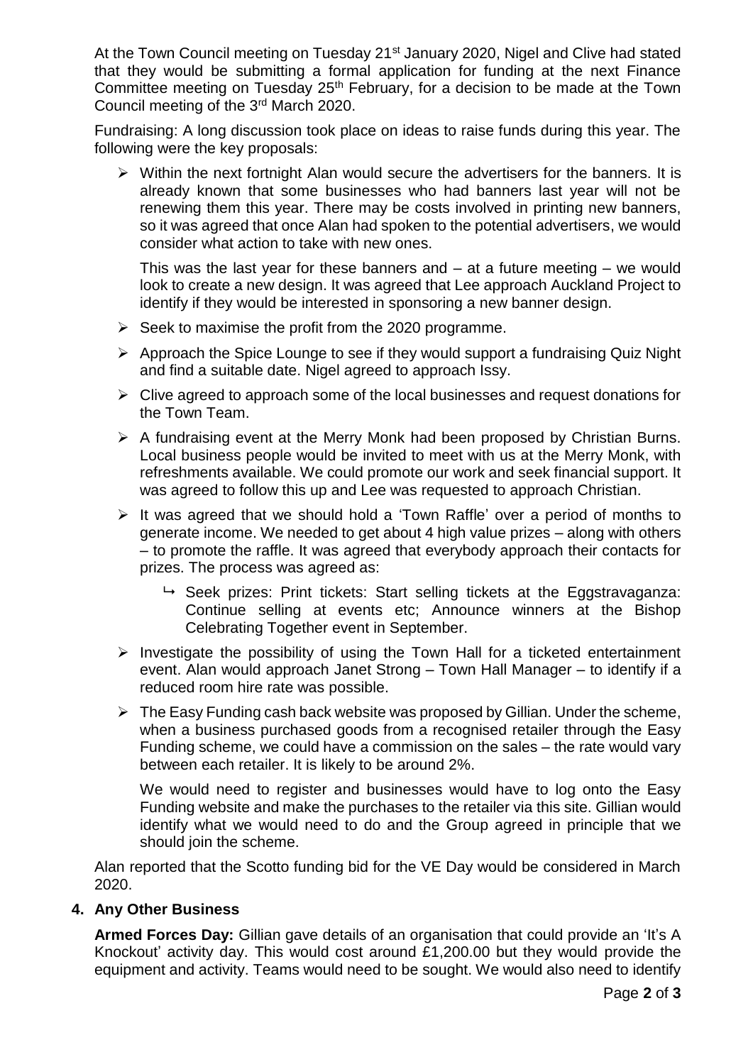At the Town Council meeting on Tuesday 21st January 2020, Nigel and Clive had stated that they would be submitting a formal application for funding at the next Finance Committee meeting on Tuesday 25th February, for a decision to be made at the Town Council meeting of the 3rd March 2020.

Fundraising: A long discussion took place on ideas to raise funds during this year. The following were the key proposals:

- Within the next fortnight Alan would secure the advertisers for the banners. It is already known that some businesses who had banners last year will not be renewing them this year. There may be costs involved in printing new banners, so it was agreed that once Alan had spoken to the potential advertisers, we would consider what action to take with new ones.

  This was the last year for these banners and – at a future meeting – we would look to create a new design. It was agreed that Lee approach Auckland Project to identify if they would be interested in sponsoring a new banner design.

- Seek to maximise the profit from the 2020 programme.
- Approach the Spice Lounge to see if they would support a fundraising Quiz Night and find a suitable date. Nigel agreed to approach Issy.
- Clive agreed to approach some of the local businesses and request donations for the Town Team.
- A fundraising event at the Merry Monk had been proposed by Christian Burns. Local business people would be invited to meet with us at the Merry Monk, with refreshments available. We could promote our work and seek financial support. It was agreed to follow this up and Lee was requested to approach Christian.
- It was agreed that we should hold a 'Town Raffle' over a period of months to generate income. We needed to get about 4 high value prizes – along with others – to promote the raffle. It was agreed that everybody approach their contacts for prizes. The process was agreed as:
  - Seek prizes: Print tickets: Start selling tickets at the Eggstravaganza: Continue selling at events etc; Announce winners at the Bishop Celebrating Together event in September.
- Investigate the possibility of using the Town Hall for a ticketed entertainment event. Alan would approach Janet Strong – Town Hall Manager – to identify if a reduced room hire rate was possible.
- The Easy Funding cash back website was proposed by Gillian. Under the scheme, when a business purchased goods from a recognised retailer through the Easy Funding scheme, we could have a commission on the sales – the rate would vary between each retailer. It is likely to be around 2%.

  We would need to register and businesses would have to log onto the Easy Funding website and make the purchases to the retailer via this site. Gillian would identify what we would need to do and the Group agreed in principle that we should join the scheme.

Alan reported that the Scotto funding bid for the VE Day would be considered in March 2020.

**4. Any Other Business**

**Armed Forces Day:** Gillian gave details of an organisation that could provide an 'It's A Knockout' activity day. This would cost around £1,200.00 but they would provide the equipment and activity. Teams would need to be sought. We would also need to identify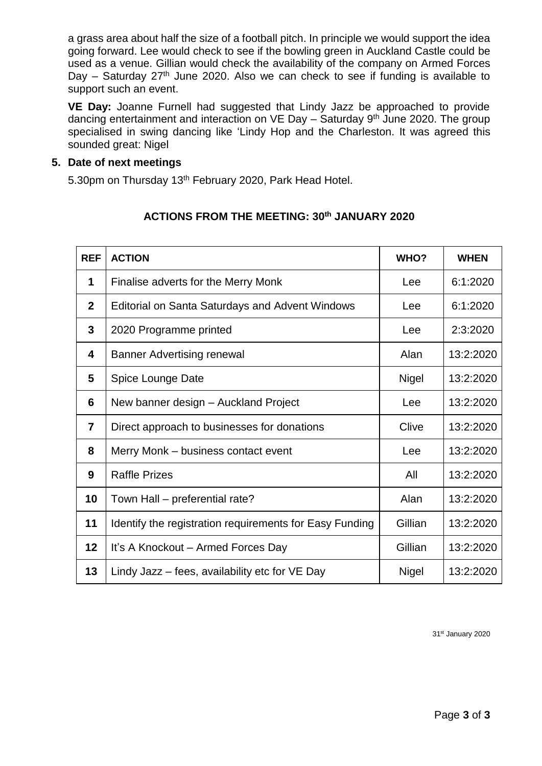a grass area about half the size of a football pitch. In principle we would support the idea going forward. Lee would check to see if the bowling green in Auckland Castle could be used as a venue. Gillian would check the availability of the company on Armed Forces Day – Saturday 27th June 2020. Also we can check to see if funding is available to support such an event.

**VE Day:** Joanne Furnell had suggested that Lindy Jazz be approached to provide dancing entertainment and interaction on VE Day – Saturday 9th June 2020. The group specialised in swing dancing like 'Lindy Hop and the Charleston. It was agreed this sounded great: Nigel

## 5. Date of next meetings

5.30pm on Thursday 13th February 2020, Park Head Hotel.

## ACTIONS FROM THE MEETING: 30th JANUARY 2020

| REF | ACTION | WHO? | WHEN |
|---|---|---|---|
| 1 | Finalise adverts for the Merry Monk | Lee | 6:1:2020 |
| 2 | Editorial on Santa Saturdays and Advent Windows | Lee | 6:1:2020 |
| 3 | 2020 Programme printed | Lee | 2:3:2020 |
| 4 | Banner Advertising renewal | Alan | 13:2:2020 |
| 5 | Spice Lounge Date | Nigel | 13:2:2020 |
| 6 | New banner design – Auckland Project | Lee | 13:2:2020 |
| 7 | Direct approach to businesses for donations | Clive | 13:2:2020 |
| 8 | Merry Monk – business contact event | Lee | 13:2:2020 |
| 9 | Raffle Prizes | All | 13:2:2020 |
| 10 | Town Hall – preferential rate? | Alan | 13:2:2020 |
| 11 | Identify the registration requirements for Easy Funding | Gillian | 13:2:2020 |
| 12 | It's A Knockout – Armed Forces Day | Gillian | 13:2:2020 |
| 13 | Lindy Jazz – fees, availability etc for VE Day | Nigel | 13:2:2020 |

31st January 2020